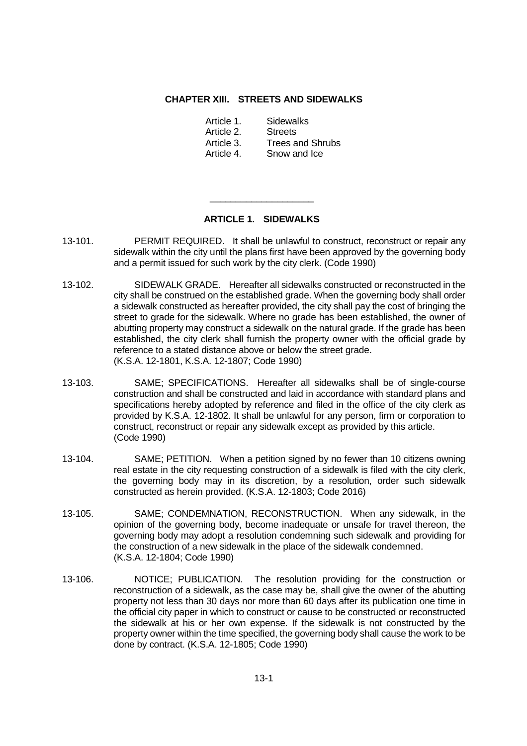# CHAPTER XIII. STREETS AND SIDEWALKS

Article 1. Sidewalks
Article 2. Streets
Article 3. Trees and Shrubs
Article 4. Snow and Ice

---

## ARTICLE 1. SIDEWALKS

13-101. PERMIT REQUIRED. It shall be unlawful to construct, reconstruct or repair any sidewalk within the city until the plans first have been approved by the governing body and a permit issued for such work by the city clerk. (Code 1990)

13-102. SIDEWALK GRADE. Hereafter all sidewalks constructed or reconstructed in the city shall be construed on the established grade. When the governing body shall order a sidewalk constructed as hereafter provided, the city shall pay the cost of bringing the street to grade for the sidewalk. Where no grade has been established, the owner of abutting property may construct a sidewalk on the natural grade. If the grade has been established, the city clerk shall furnish the property owner with the official grade by reference to a stated distance above or below the street grade.
(K.S.A. 12-1801, K.S.A. 12-1807; Code 1990)

13-103. SAME; SPECIFICATIONS. Hereafter all sidewalks shall be of single-course construction and shall be constructed and laid in accordance with standard plans and specifications hereby adopted by reference and filed in the office of the city clerk as provided by K.S.A. 12-1802. It shall be unlawful for any person, firm or corporation to construct, reconstruct or repair any sidewalk except as provided by this article.
(Code 1990)

13-104. SAME; PETITION. When a petition signed by no fewer than 10 citizens owning real estate in the city requesting construction of a sidewalk is filed with the city clerk, the governing body may in its discretion, by a resolution, order such sidewalk constructed as herein provided. (K.S.A. 12-1803; Code 2016)

13-105. SAME; CONDEMNATION, RECONSTRUCTION. When any sidewalk, in the opinion of the governing body, become inadequate or unsafe for travel thereon, the governing body may adopt a resolution condemning such sidewalk and providing for the construction of a new sidewalk in the place of the sidewalk condemned.
(K.S.A. 12-1804; Code 1990)

13-106. NOTICE; PUBLICATION. The resolution providing for the construction or reconstruction of a sidewalk, as the case may be, shall give the owner of the abutting property not less than 30 days nor more than 60 days after its publication one time in the official city paper in which to construct or cause to be constructed or reconstructed the sidewalk at his or her own expense. If the sidewalk is not constructed by the property owner within the time specified, the governing body shall cause the work to be done by contract. (K.S.A. 12-1805; Code 1990)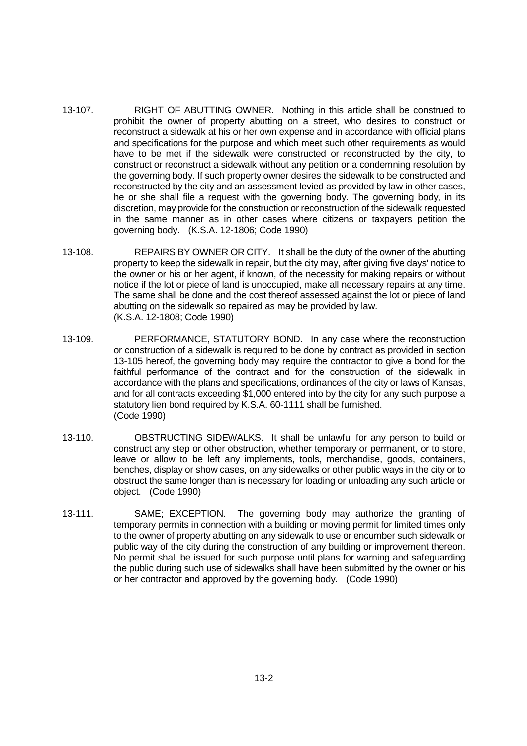13-107. RIGHT OF ABUTTING OWNER. Nothing in this article shall be construed to prohibit the owner of property abutting on a street, who desires to construct or reconstruct a sidewalk at his or her own expense and in accordance with official plans and specifications for the purpose and which meet such other requirements as would have to be met if the sidewalk were constructed or reconstructed by the city, to construct or reconstruct a sidewalk without any petition or a condemning resolution by the governing body. If such property owner desires the sidewalk to be constructed and reconstructed by the city and an assessment levied as provided by law in other cases, he or she shall file a request with the governing body. The governing body, in its discretion, may provide for the construction or reconstruction of the sidewalk requested in the same manner as in other cases where citizens or taxpayers petition the governing body. (K.S.A. 12-1806; Code 1990)

13-108. REPAIRS BY OWNER OR CITY. It shall be the duty of the owner of the abutting property to keep the sidewalk in repair, but the city may, after giving five days' notice to the owner or his or her agent, if known, of the necessity for making repairs or without notice if the lot or piece of land is unoccupied, make all necessary repairs at any time. The same shall be done and the cost thereof assessed against the lot or piece of land abutting on the sidewalk so repaired as may be provided by law. (K.S.A. 12-1808; Code 1990)

13-109. PERFORMANCE, STATUTORY BOND. In any case where the reconstruction or construction of a sidewalk is required to be done by contract as provided in section 13-105 hereof, the governing body may require the contractor to give a bond for the faithful performance of the contract and for the construction of the sidewalk in accordance with the plans and specifications, ordinances of the city or laws of Kansas, and for all contracts exceeding $1,000 entered into by the city for any such purpose a statutory lien bond required by K.S.A. 60-1111 shall be furnished. (Code 1990)

13-110. OBSTRUCTING SIDEWALKS. It shall be unlawful for any person to build or construct any step or other obstruction, whether temporary or permanent, or to store, leave or allow to be left any implements, tools, merchandise, goods, containers, benches, display or show cases, on any sidewalks or other public ways in the city or to obstruct the same longer than is necessary for loading or unloading any such article or object. (Code 1990)

13-111. SAME; EXCEPTION. The governing body may authorize the granting of temporary permits in connection with a building or moving permit for limited times only to the owner of property abutting on any sidewalk to use or encumber such sidewalk or public way of the city during the construction of any building or improvement thereon. No permit shall be issued for such purpose until plans for warning and safeguarding the public during such use of sidewalks shall have been submitted by the owner or his or her contractor and approved by the governing body. (Code 1990)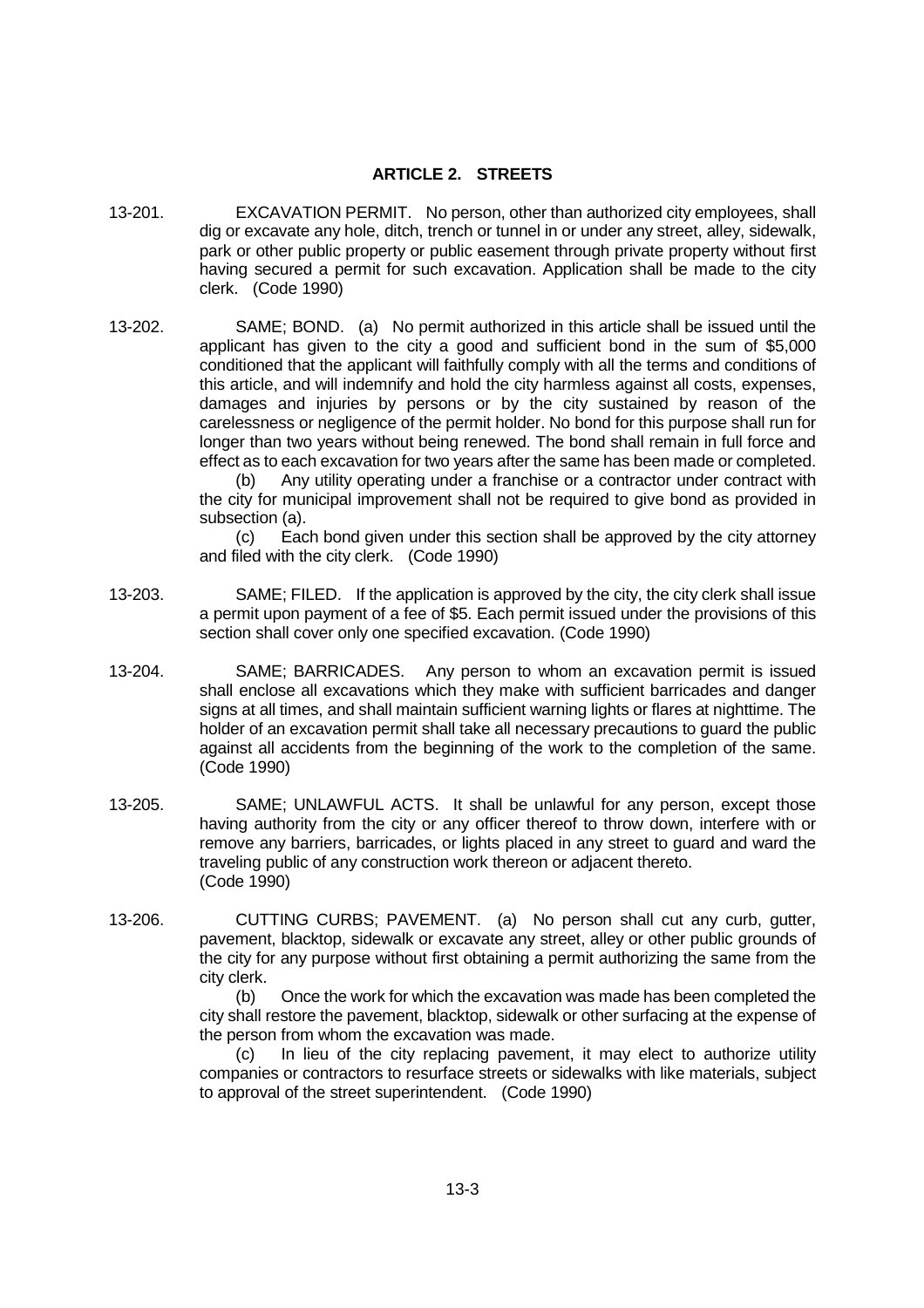## ARTICLE 2. STREETS

13-201. EXCAVATION PERMIT. No person, other than authorized city employees, shall dig or excavate any hole, ditch, trench or tunnel in or under any street, alley, sidewalk, park or other public property or public easement through private property without first having secured a permit for such excavation. Application shall be made to the city clerk. (Code 1990)

13-202. SAME; BOND. (a) No permit authorized in this article shall be issued until the applicant has given to the city a good and sufficient bond in the sum of $5,000 conditioned that the applicant will faithfully comply with all the terms and conditions of this article, and will indemnify and hold the city harmless against all costs, expenses, damages and injuries by persons or by the city sustained by reason of the carelessness or negligence of the permit holder. No bond for this purpose shall run for longer than two years without being renewed. The bond shall remain in full force and effect as to each excavation for two years after the same has been made or completed.

(b) Any utility operating under a franchise or a contractor under contract with the city for municipal improvement shall not be required to give bond as provided in subsection (a).

(c) Each bond given under this section shall be approved by the city attorney and filed with the city clerk. (Code 1990)

13-203. SAME; FILED. If the application is approved by the city, the city clerk shall issue a permit upon payment of a fee of $5. Each permit issued under the provisions of this section shall cover only one specified excavation. (Code 1990)

13-204. SAME; BARRICADES. Any person to whom an excavation permit is issued shall enclose all excavations which they make with sufficient barricades and danger signs at all times, and shall maintain sufficient warning lights or flares at nighttime. The holder of an excavation permit shall take all necessary precautions to guard the public against all accidents from the beginning of the work to the completion of the same. (Code 1990)

13-205. SAME; UNLAWFUL ACTS. It shall be unlawful for any person, except those having authority from the city or any officer thereof to throw down, interfere with or remove any barriers, barricades, or lights placed in any street to guard and ward the traveling public of any construction work thereon or adjacent thereto. (Code 1990)

13-206. CUTTING CURBS; PAVEMENT. (a) No person shall cut any curb, gutter, pavement, blacktop, sidewalk or excavate any street, alley or other public grounds of the city for any purpose without first obtaining a permit authorizing the same from the city clerk.

(b) Once the work for which the excavation was made has been completed the city shall restore the pavement, blacktop, sidewalk or other surfacing at the expense of the person from whom the excavation was made.

(c) In lieu of the city replacing pavement, it may elect to authorize utility companies or contractors to resurface streets or sidewalks with like materials, subject to approval of the street superintendent. (Code 1990)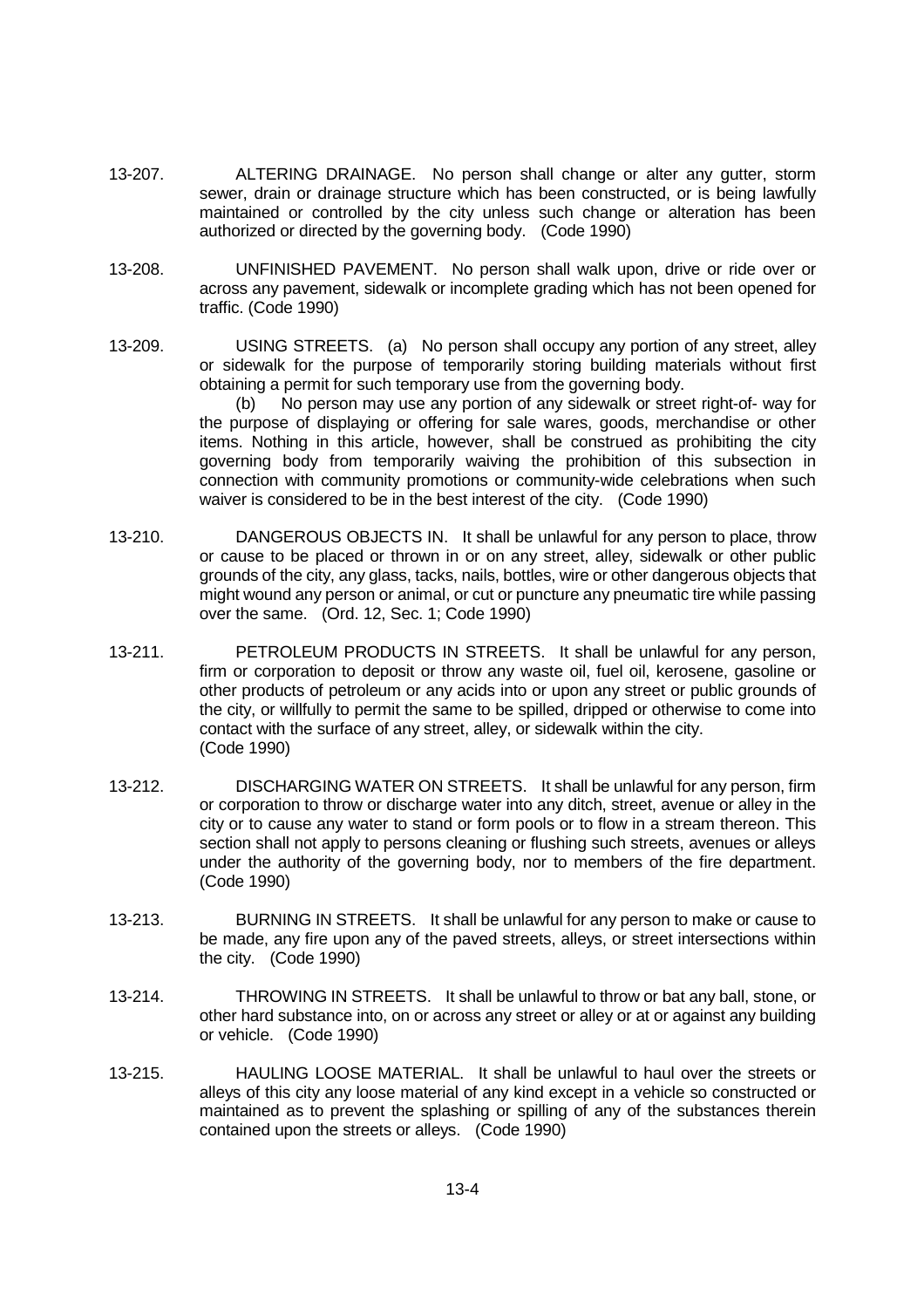13-207. ALTERING DRAINAGE. No person shall change or alter any gutter, storm sewer, drain or drainage structure which has been constructed, or is being lawfully maintained or controlled by the city unless such change or alteration has been authorized or directed by the governing body. (Code 1990)

13-208. UNFINISHED PAVEMENT. No person shall walk upon, drive or ride over or across any pavement, sidewalk or incomplete grading which has not been opened for traffic. (Code 1990)

13-209. USING STREETS. (a) No person shall occupy any portion of any street, alley or sidewalk for the purpose of temporarily storing building materials without first obtaining a permit for such temporary use from the governing body.

(b) No person may use any portion of any sidewalk or street right-of- way for the purpose of displaying or offering for sale wares, goods, merchandise or other items. Nothing in this article, however, shall be construed as prohibiting the city governing body from temporarily waiving the prohibition of this subsection in connection with community promotions or community-wide celebrations when such waiver is considered to be in the best interest of the city. (Code 1990)

13-210. DANGEROUS OBJECTS IN. It shall be unlawful for any person to place, throw or cause to be placed or thrown in or on any street, alley, sidewalk or other public grounds of the city, any glass, tacks, nails, bottles, wire or other dangerous objects that might wound any person or animal, or cut or puncture any pneumatic tire while passing over the same. (Ord. 12, Sec. 1; Code 1990)

13-211. PETROLEUM PRODUCTS IN STREETS. It shall be unlawful for any person, firm or corporation to deposit or throw any waste oil, fuel oil, kerosene, gasoline or other products of petroleum or any acids into or upon any street or public grounds of the city, or willfully to permit the same to be spilled, dripped or otherwise to come into contact with the surface of any street, alley, or sidewalk within the city. (Code 1990)

13-212. DISCHARGING WATER ON STREETS. It shall be unlawful for any person, firm or corporation to throw or discharge water into any ditch, street, avenue or alley in the city or to cause any water to stand or form pools or to flow in a stream thereon. This section shall not apply to persons cleaning or flushing such streets, avenues or alleys under the authority of the governing body, nor to members of the fire department. (Code 1990)

13-213. BURNING IN STREETS. It shall be unlawful for any person to make or cause to be made, any fire upon any of the paved streets, alleys, or street intersections within the city. (Code 1990)

13-214. THROWING IN STREETS. It shall be unlawful to throw or bat any ball, stone, or other hard substance into, on or across any street or alley or at or against any building or vehicle. (Code 1990)

13-215. HAULING LOOSE MATERIAL. It shall be unlawful to haul over the streets or alleys of this city any loose material of any kind except in a vehicle so constructed or maintained as to prevent the splashing or spilling of any of the substances therein contained upon the streets or alleys. (Code 1990)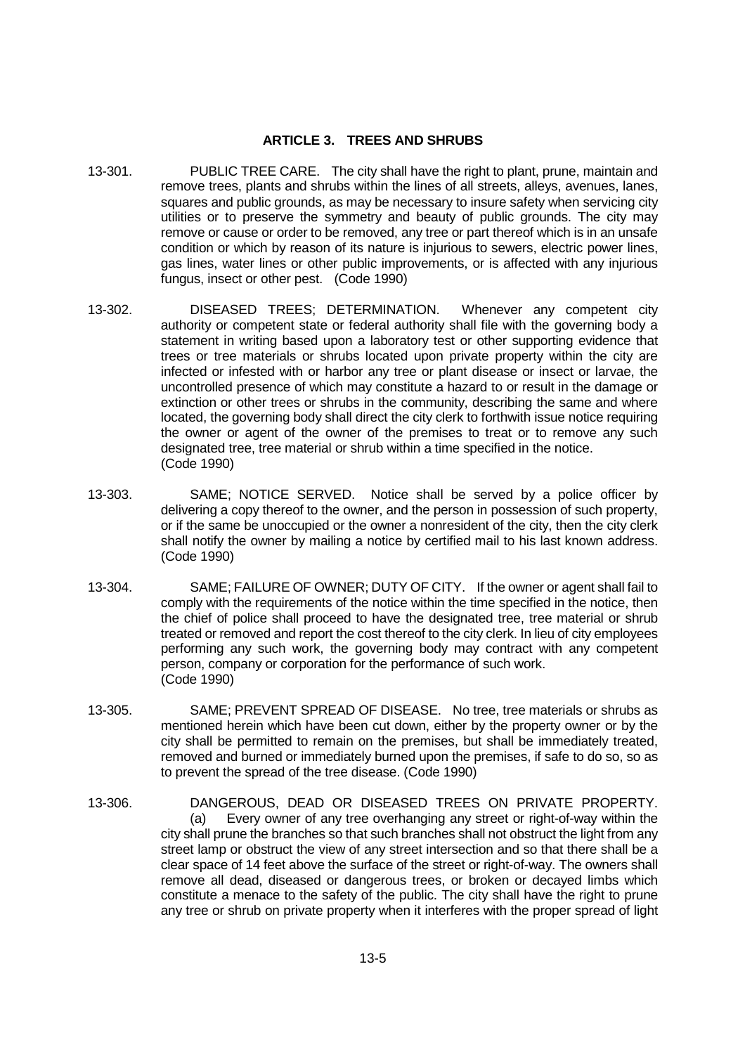## ARTICLE 3. TREES AND SHRUBS

13-301. PUBLIC TREE CARE. The city shall have the right to plant, prune, maintain and remove trees, plants and shrubs within the lines of all streets, alleys, avenues, lanes, squares and public grounds, as may be necessary to insure safety when servicing city utilities or to preserve the symmetry and beauty of public grounds. The city may remove or cause or order to be removed, any tree or part thereof which is in an unsafe condition or which by reason of its nature is injurious to sewers, electric power lines, gas lines, water lines or other public improvements, or is affected with any injurious fungus, insect or other pest. (Code 1990)

13-302. DISEASED TREES; DETERMINATION. Whenever any competent city authority or competent state or federal authority shall file with the governing body a statement in writing based upon a laboratory test or other supporting evidence that trees or tree materials or shrubs located upon private property within the city are infected or infested with or harbor any tree or plant disease or insect or larvae, the uncontrolled presence of which may constitute a hazard to or result in the damage or extinction or other trees or shrubs in the community, describing the same and where located, the governing body shall direct the city clerk to forthwith issue notice requiring the owner or agent of the owner of the premises to treat or to remove any such designated tree, tree material or shrub within a time specified in the notice. (Code 1990)

13-303. SAME; NOTICE SERVED. Notice shall be served by a police officer by delivering a copy thereof to the owner, and the person in possession of such property, or if the same be unoccupied or the owner a nonresident of the city, then the city clerk shall notify the owner by mailing a notice by certified mail to his last known address. (Code 1990)

13-304. SAME; FAILURE OF OWNER; DUTY OF CITY. If the owner or agent shall fail to comply with the requirements of the notice within the time specified in the notice, then the chief of police shall proceed to have the designated tree, tree material or shrub treated or removed and report the cost thereof to the city clerk. In lieu of city employees performing any such work, the governing body may contract with any competent person, company or corporation for the performance of such work. (Code 1990)

13-305. SAME; PREVENT SPREAD OF DISEASE. No tree, tree materials or shrubs as mentioned herein which have been cut down, either by the property owner or by the city shall be permitted to remain on the premises, but shall be immediately treated, removed and burned or immediately burned upon the premises, if safe to do so, so as to prevent the spread of the tree disease. (Code 1990)

13-306. DANGEROUS, DEAD OR DISEASED TREES ON PRIVATE PROPERTY.

(a) Every owner of any tree overhanging any street or right-of-way within the city shall prune the branches so that such branches shall not obstruct the light from any street lamp or obstruct the view of any street intersection and so that there shall be a clear space of 14 feet above the surface of the street or right-of-way. The owners shall remove all dead, diseased or dangerous trees, or broken or decayed limbs which constitute a menace to the safety of the public. The city shall have the right to prune any tree or shrub on private property when it interferes with the proper spread of light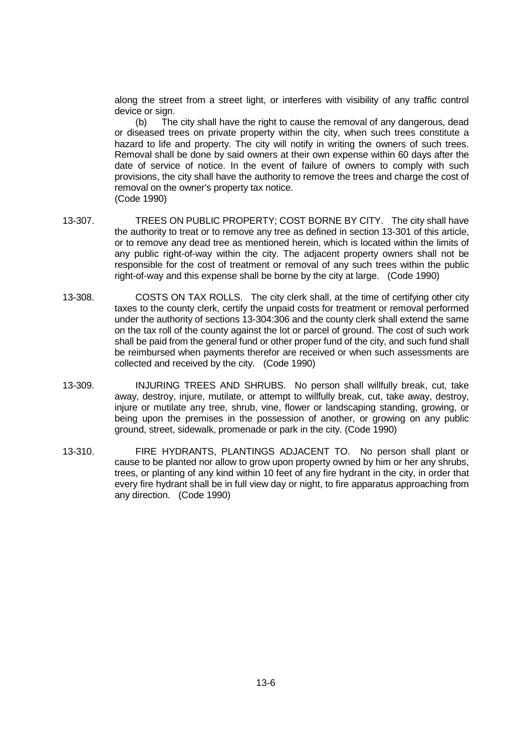along the street from a street light, or interferes with visibility of any traffic control device or sign.

(b) The city shall have the right to cause the removal of any dangerous, dead or diseased trees on private property within the city, when such trees constitute a hazard to life and property. The city will notify in writing the owners of such trees. Removal shall be done by said owners at their own expense within 60 days after the date of service of notice. In the event of failure of owners to comply with such provisions, the city shall have the authority to remove the trees and charge the cost of removal on the owner's property tax notice.
(Code 1990)

13-307. TREES ON PUBLIC PROPERTY; COST BORNE BY CITY. The city shall have the authority to treat or to remove any tree as defined in section 13-301 of this article, or to remove any dead tree as mentioned herein, which is located within the limits of any public right-of-way within the city. The adjacent property owners shall not be responsible for the cost of treatment or removal of any such trees within the public right-of-way and this expense shall be borne by the city at large. (Code 1990)

13-308. COSTS ON TAX ROLLS. The city clerk shall, at the time of certifying other city taxes to the county clerk, certify the unpaid costs for treatment or removal performed under the authority of sections 13-304:306 and the county clerk shall extend the same on the tax roll of the county against the lot or parcel of ground. The cost of such work shall be paid from the general fund or other proper fund of the city, and such fund shall be reimbursed when payments therefor are received or when such assessments are collected and received by the city. (Code 1990)

13-309. INJURING TREES AND SHRUBS. No person shall willfully break, cut, take away, destroy, injure, mutilate, or attempt to willfully break, cut, take away, destroy, injure or mutilate any tree, shrub, vine, flower or landscaping standing, growing, or being upon the premises in the possession of another, or growing on any public ground, street, sidewalk, promenade or park in the city. (Code 1990)

13-310. FIRE HYDRANTS, PLANTINGS ADJACENT TO. No person shall plant or cause to be planted nor allow to grow upon property owned by him or her any shrubs, trees, or planting of any kind within 10 feet of any fire hydrant in the city, in order that every fire hydrant shall be in full view day or night, to fire apparatus approaching from any direction. (Code 1990)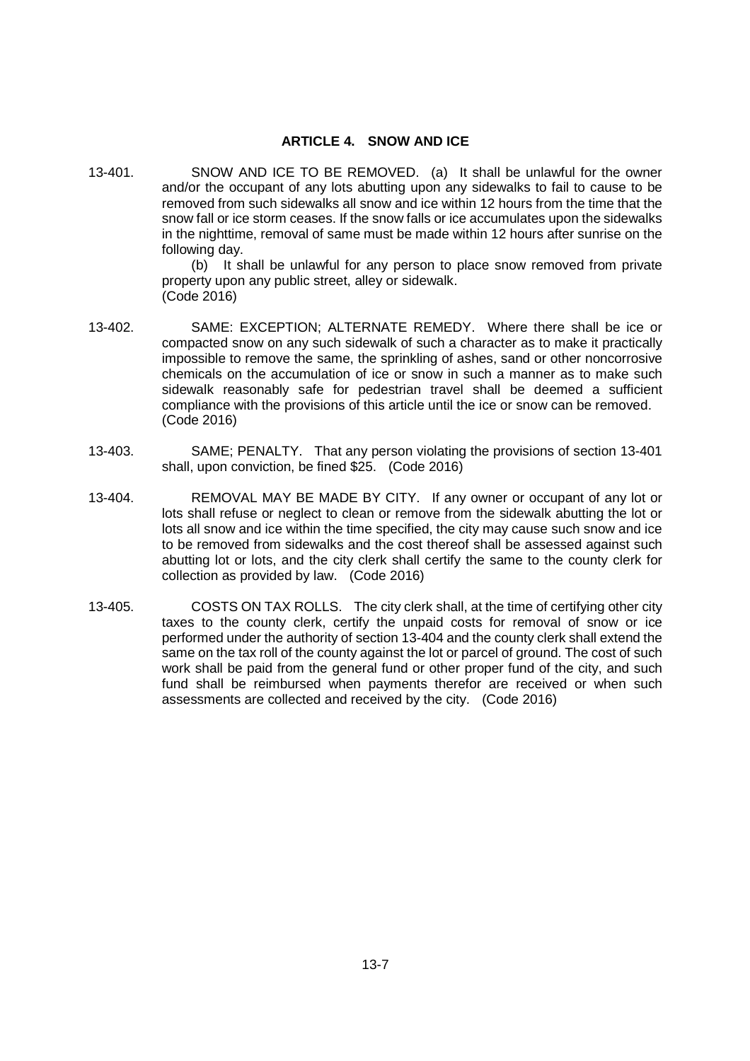## ARTICLE 4. SNOW AND ICE

13-401. SNOW AND ICE TO BE REMOVED. (a) It shall be unlawful for the owner and/or the occupant of any lots abutting upon any sidewalks to fail to cause to be removed from such sidewalks all snow and ice within 12 hours from the time that the snow fall or ice storm ceases. If the snow falls or ice accumulates upon the sidewalks in the nighttime, removal of same must be made within 12 hours after sunrise on the following day.

(b) It shall be unlawful for any person to place snow removed from private property upon any public street, alley or sidewalk.
(Code 2016)

13-402. SAME: EXCEPTION; ALTERNATE REMEDY. Where there shall be ice or compacted snow on any such sidewalk of such a character as to make it practically impossible to remove the same, the sprinkling of ashes, sand or other noncorrosive chemicals on the accumulation of ice or snow in such a manner as to make such sidewalk reasonably safe for pedestrian travel shall be deemed a sufficient compliance with the provisions of this article until the ice or snow can be removed.
(Code 2016)

13-403. SAME; PENALTY. That any person violating the provisions of section 13-401 shall, upon conviction, be fined \$25. (Code 2016)

13-404. REMOVAL MAY BE MADE BY CITY. If any owner or occupant of any lot or lots shall refuse or neglect to clean or remove from the sidewalk abutting the lot or lots all snow and ice within the time specified, the city may cause such snow and ice to be removed from sidewalks and the cost thereof shall be assessed against such abutting lot or lots, and the city clerk shall certify the same to the county clerk for collection as provided by law. (Code 2016)

13-405. COSTS ON TAX ROLLS. The city clerk shall, at the time of certifying other city taxes to the county clerk, certify the unpaid costs for removal of snow or ice performed under the authority of section 13-404 and the county clerk shall extend the same on the tax roll of the county against the lot or parcel of ground. The cost of such work shall be paid from the general fund or other proper fund of the city, and such fund shall be reimbursed when payments therefor are received or when such assessments are collected and received by the city. (Code 2016)